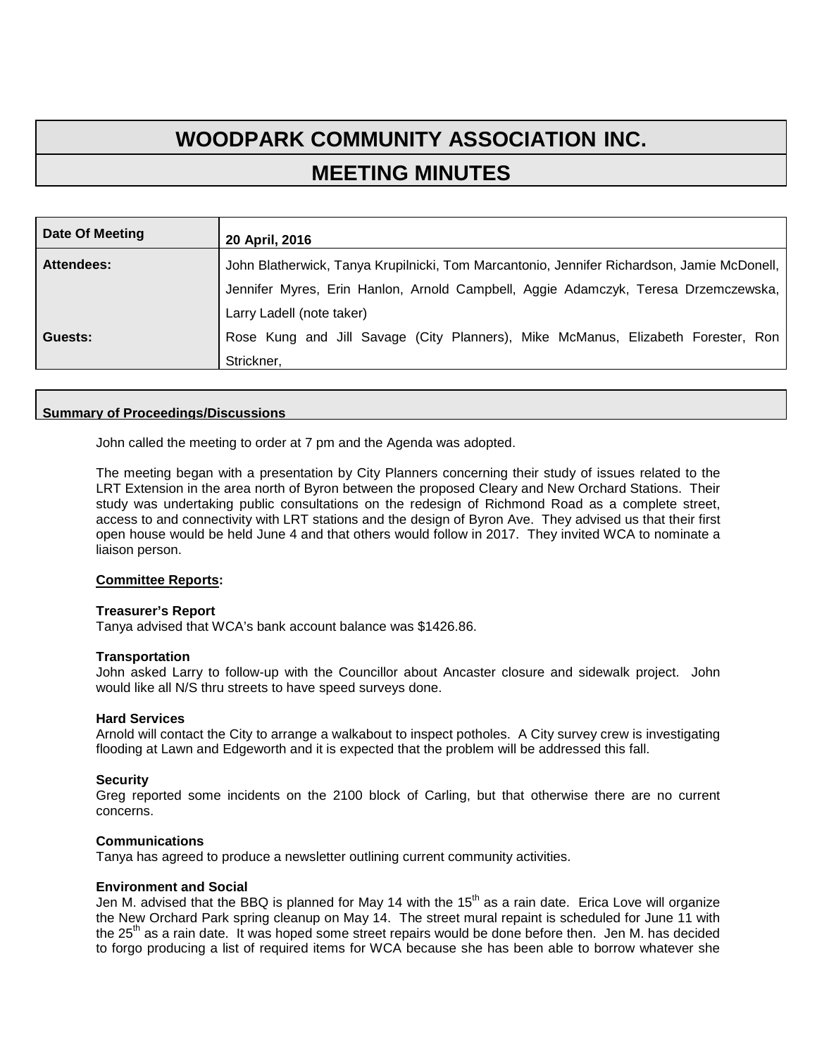# WOODPARK COMMUNITY ASSOCIATION INC.

## MEETING MINUTES

| Date Of Meeting | 20 April, 2016 |
| --- | --- |
| Attendees: | John Blatherwick, Tanya Krupilnicki, Tom Marcantonio, Jennifer Richardson, Jamie McDonell, Jennifer Myres, Erin Hanlon, Arnold Campbell, Aggie Adamczyk, Teresa Drzemczewska, Larry Ladell (note taker) |
| Guests: | Rose Kung and Jill Savage (City Planners), Mike McManus, Elizabeth Forester, Ron Strickner, |

### Summary of Proceedings/Discussions

John called the meeting to order at 7 pm and the Agenda was adopted.

The meeting began with a presentation by City Planners concerning their study of issues related to the LRT Extension in the area north of Byron between the proposed Cleary and New Orchard Stations. Their study was undertaking public consultations on the redesign of Richmond Road as a complete street, access to and connectivity with LRT stations and the design of Byron Ave. They advised us that their first open house would be held June 4 and that others would follow in 2017. They invited WCA to nominate a liaison person.

**Committee Reports:**

**Treasurer's Report**
Tanya advised that WCA's bank account balance was $1426.86.

**Transportation**
John asked Larry to follow-up with the Councillor about Ancaster closure and sidewalk project. John would like all N/S thru streets to have speed surveys done.

**Hard Services**
Arnold will contact the City to arrange a walkabout to inspect potholes. A City survey crew is investigating flooding at Lawn and Edgeworth and it is expected that the problem will be addressed this fall.

**Security**
Greg reported some incidents on the 2100 block of Carling, but that otherwise there are no current concerns.

**Communications**
Tanya has agreed to produce a newsletter outlining current community activities.

**Environment and Social**
Jen M. advised that the BBQ is planned for May 14 with the 15th as a rain date. Erica Love will organize the New Orchard Park spring cleanup on May 14. The street mural repaint is scheduled for June 11 with the 25th as a rain date. It was hoped some street repairs would be done before then. Jen M. has decided to forgo producing a list of required items for WCA because she has been able to borrow whatever she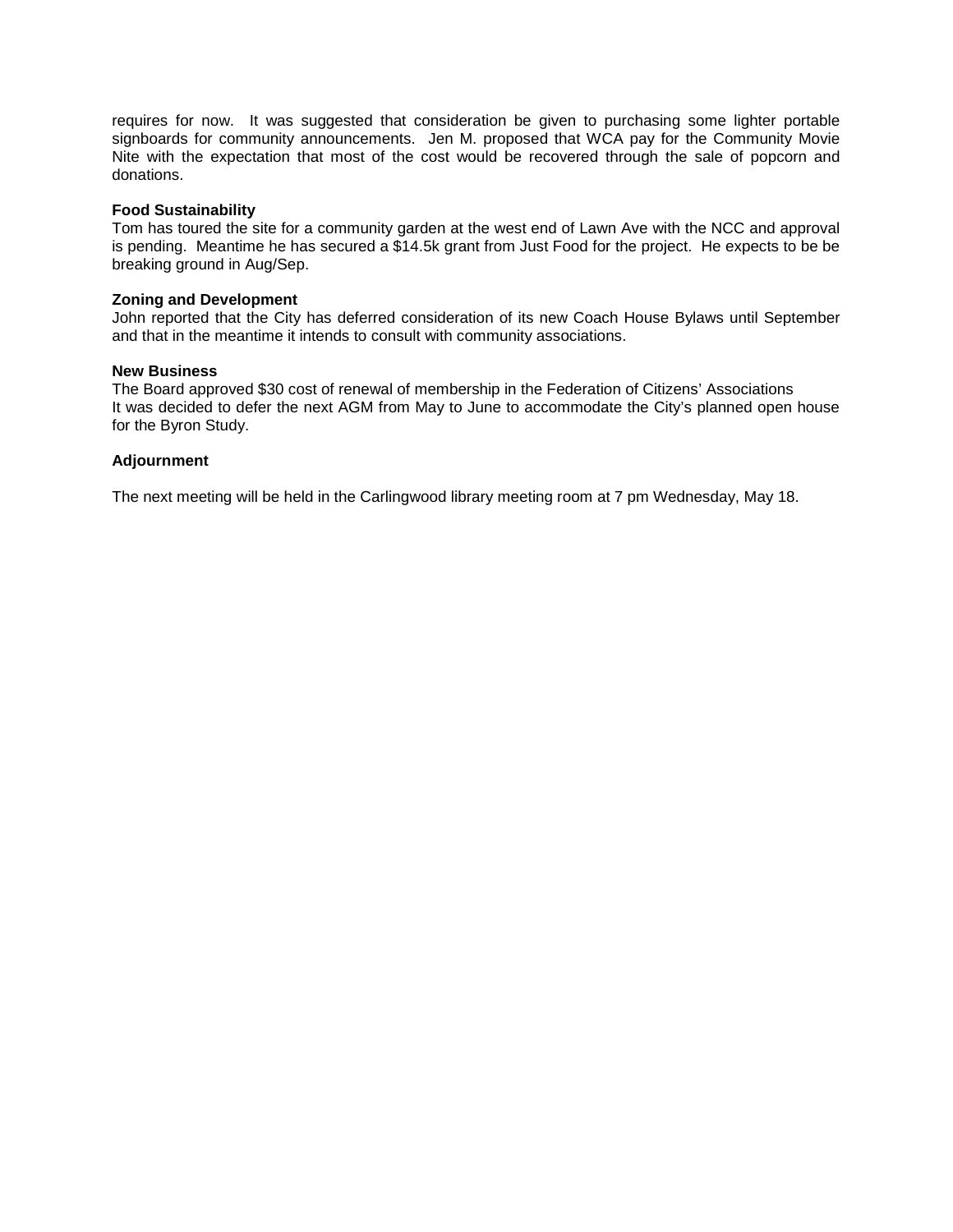requires for now. It was suggested that consideration be given to purchasing some lighter portable signboards for community announcements. Jen M. proposed that WCA pay for the Community Movie Nite with the expectation that most of the cost would be recovered through the sale of popcorn and donations.

**Food Sustainability**
Tom has toured the site for a community garden at the west end of Lawn Ave with the NCC and approval is pending. Meantime he has secured a $14.5k grant from Just Food for the project. He expects to be be breaking ground in Aug/Sep.

**Zoning and Development**
John reported that the City has deferred consideration of its new Coach House Bylaws until September and that in the meantime it intends to consult with community associations.

**New Business**
The Board approved $30 cost of renewal of membership in the Federation of Citizens' Associations
It was decided to defer the next AGM from May to June to accommodate the City's planned open house for the Byron Study.

**Adjournment**

The next meeting will be held in the Carlingwood library meeting room at 7 pm Wednesday, May 18.